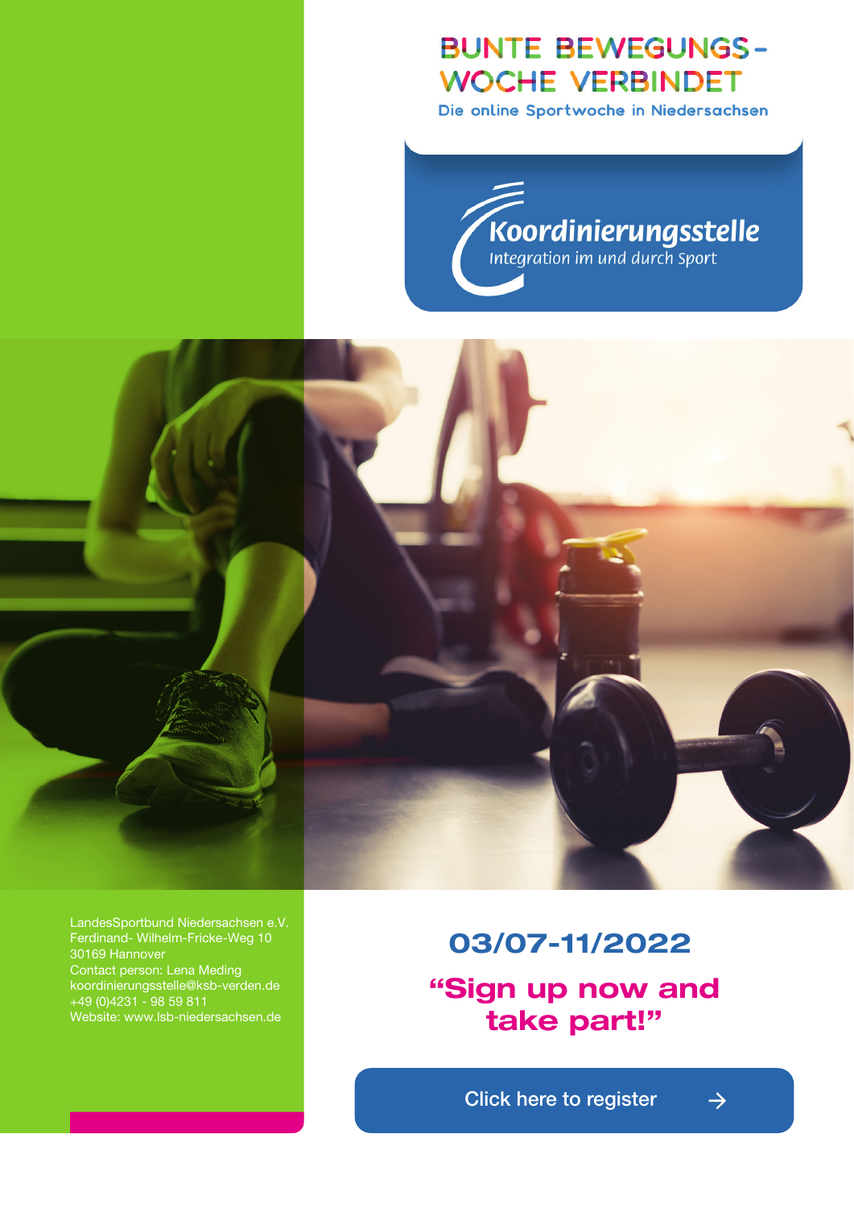# BUNTE BEWEGUNGS-WOCHE VERBINDET

Die online Sportwoche in Niedersachsen

**Koordinierungsstelle**
Integration im und durch Sport

LandesSportbund Niedersachsen e.V.
Ferdinand- Wilhelm-Fricke-Weg 10
30169 Hannover
Contact person: Lena Meding
koordinierungsstelle@ksb-verden.de
+49 (0)4231 - 98 59 811
Website: www.lsb-niedersachsen.de

## 03/07-11/2022

## “Sign up now and take part!”

Click here to register →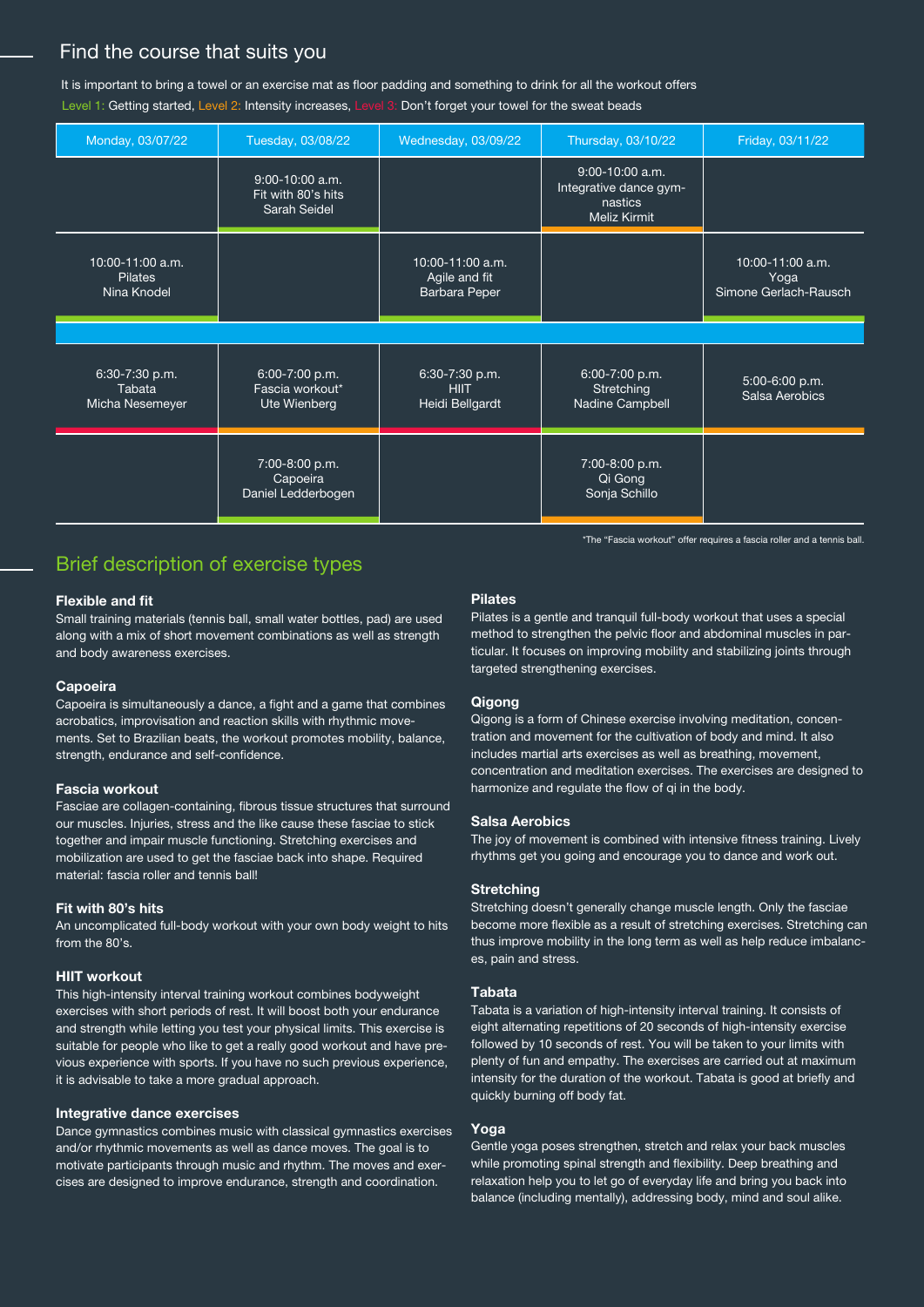## Find the course that suits you

It is important to bring a towel or an exercise mat as floor padding and something to drink for all the workout offers

Level 1: Getting started, Level 2: Intensity increases, Level 3: Don't forget your towel for the sweat beads

| Monday, 03/07/22 | Tuesday, 03/08/22 | Wednesday, 03/09/22 | Thursday, 03/10/22 | Friday, 03/11/22 |
| --- | --- | --- | --- | --- |
| | 9:00-10:00 a.m. Fit with 80's hits Sarah Seidel | | 9:00-10:00 a.m. Integrative dance gym-nastics Meliz Kirmit | |
| 10:00-11:00 a.m. Pilates Nina Knodel | | 10:00-11:00 a.m. Agile and fit Barbara Peper | | 10:00-11:00 a.m. Yoga Simone Gerlach-Rausch |
| 6:30-7:30 p.m. Tabata Micha Nesemeyer | 6:00-7:00 p.m. Fascia workout* Ute Wienberg | 6:30-7:30 p.m. HIIT Heidi Bellgardt | 6:00-7:00 p.m. Stretching Nadine Campbell | 5:00-6:00 p.m. Salsa Aerobics |
| | 7:00-8:00 p.m. Capoeira Daniel Ledderbogen | | 7:00-8:00 p.m. Qi Gong Sonja Schillo | |

*The "Fascia workout" offer requires a fascia roller and a tennis ball.

## Brief description of exercise types

### Flexible and fit

Small training materials (tennis ball, small water bottles, pad) are used along with a mix of short movement combinations as well as strength and body awareness exercises.

### Capoeira

Capoeira is simultaneously a dance, a fight and a game that combines acrobatics, improvisation and reaction skills with rhythmic movements. Set to Brazilian beats, the workout promotes mobility, balance, strength, endurance and self-confidence.

### Fascia workout

Fasciae are collagen-containing, fibrous tissue structures that surround our muscles. Injuries, stress and the like cause these fasciae to stick together and impair muscle functioning. Stretching exercises and mobilization are used to get the fasciae back into shape. Required material: fascia roller and tennis ball!

### Fit with 80's hits

An uncomplicated full-body workout with your own body weight to hits from the 80's.

### HIIT workout

This high-intensity interval training workout combines bodyweight exercises with short periods of rest. It will boost both your endurance and strength while letting you test your physical limits. This exercise is suitable for people who like to get a really good workout and have previous experience with sports. If you have no such previous experience, it is advisable to take a more gradual approach.

### Integrative dance exercises

Dance gymnastics combines music with classical gymnastics exercises and/or rhythmic movements as well as dance moves. The goal is to motivate participants through music and rhythm. The moves and exercises are designed to improve endurance, strength and coordination.

### Pilates

Pilates is a gentle and tranquil full-body workout that uses a special method to strengthen the pelvic floor and abdominal muscles in particular. It focuses on improving mobility and stabilizing joints through targeted strengthening exercises.

### Qigong

Qigong is a form of Chinese exercise involving meditation, concentration and movement for the cultivation of body and mind. It also includes martial arts exercises as well as breathing, movement, concentration and meditation exercises. The exercises are designed to harmonize and regulate the flow of qi in the body.

### Salsa Aerobics

The joy of movement is combined with intensive fitness training. Lively rhythms get you going and encourage you to dance and work out.

### Stretching

Stretching doesn't generally change muscle length. Only the fasciae become more flexible as a result of stretching exercises. Stretching can thus improve mobility in the long term as well as help reduce imbalances, pain and stress.

### Tabata

Tabata is a variation of high-intensity interval training. It consists of eight alternating repetitions of 20 seconds of high-intensity exercise followed by 10 seconds of rest. You will be taken to your limits with plenty of fun and empathy. The exercises are carried out at maximum intensity for the duration of the workout. Tabata is good at briefly and quickly burning off body fat.

### Yoga

Gentle yoga poses strengthen, stretch and relax your back muscles while promoting spinal strength and flexibility. Deep breathing and relaxation help you to let go of everyday life and bring you back into balance (including mentally), addressing body, mind and soul alike.